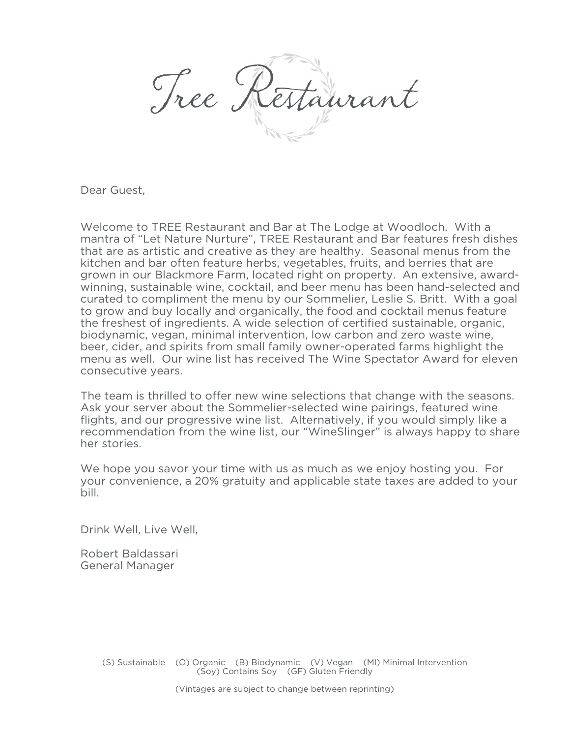# Tree Restaurant

Dear Guest,

Welcome to TREE Restaurant and Bar at The Lodge at Woodloch. With a mantra of "Let Nature Nurture", TREE Restaurant and Bar features fresh dishes that are as artistic and creative as they are healthy. Seasonal menus from the kitchen and bar often feature herbs, vegetables, fruits, and berries that are grown in our Blackmore Farm, located right on property. An extensive, award-winning, sustainable wine, cocktail, and beer menu has been hand-selected and curated to compliment the menu by our Sommelier, Leslie S. Britt. With a goal to grow and buy locally and organically, the food and cocktail menus feature the freshest of ingredients. A wide selection of certified sustainable, organic, biodynamic, vegan, minimal intervention, low carbon and zero waste wine, beer, cider, and spirits from small family owner-operated farms highlight the menu as well. Our wine list has received The Wine Spectator Award for eleven consecutive years.

The team is thrilled to offer new wine selections that change with the seasons. Ask your server about the Sommelier-selected wine pairings, featured wine flights, and our progressive wine list. Alternatively, if you would simply like a recommendation from the wine list, our "WineSlinger" is always happy to share her stories.

We hope you savor your time with us as much as we enjoy hosting you. For your convenience, a 20% gratuity and applicable state taxes are added to your bill.

Drink Well, Live Well,

Robert Baldassari
General Manager

(S) Sustainable (O) Organic (B) Biodynamic (V) Vegan (MI) Minimal Intervention (Soy) Contains Soy (GF) Gluten Friendly

(Vintages are subject to change between reprinting)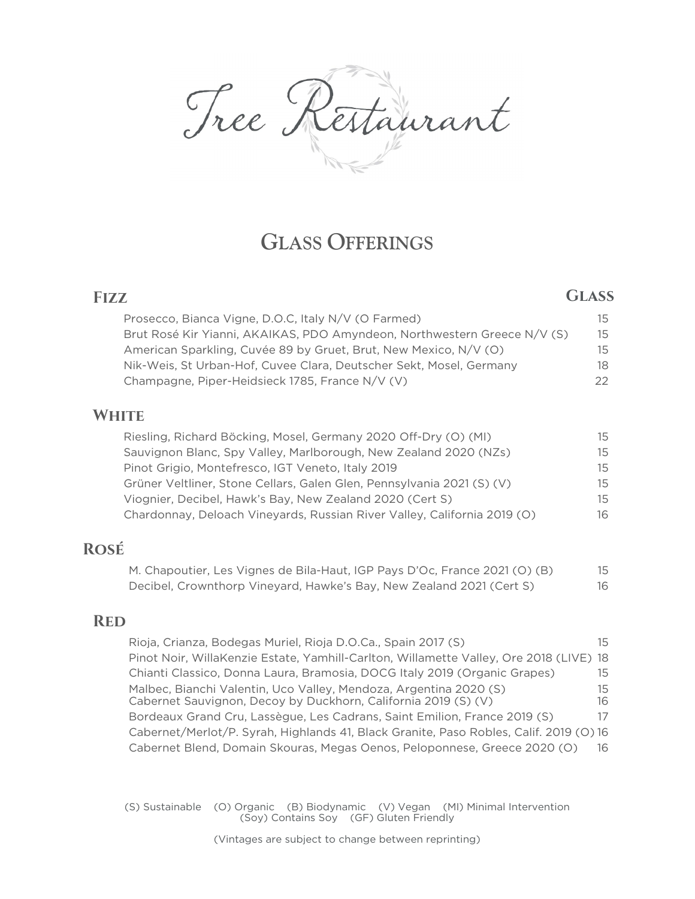# Tree Restaurant

## Glass Offerings

| Fizz | Glass |
|---|---|
| Prosecco, Bianca Vigne, D.O.C, Italy N/V (O Farmed) | 15 |
| Brut Rosé Kir Yianni, AKAIKAS, PDO Amyndeon, Northwestern Greece N/V (S) | 15 |
| American Sparkling, Cuvée 89 by Gruet, Brut, New Mexico, N/V (O) | 15 |
| Nik-Weis, St Urban-Hof, Cuvee Clara, Deutscher Sekt, Mosel, Germany | 18 |
| Champagne, Piper-Heidsieck 1785, France N/V (V) | 22 |

### White

| | |
|---|---|
| Riesling, Richard Böcking, Mosel, Germany 2020 Off-Dry (O) (MI) | 15 |
| Sauvignon Blanc, Spy Valley, Marlborough, New Zealand 2020 (NZs) | 15 |
| Pinot Grigio, Montefresco, IGT Veneto, Italy 2019 | 15 |
| Grüner Veltliner, Stone Cellars, Galen Glen, Pennsylvania 2021 (S) (V) | 15 |
| Viognier, Decibel, Hawk's Bay, New Zealand 2020 (Cert S) | 15 |
| Chardonnay, Deloach Vineyards, Russian River Valley, California 2019 (O) | 16 |

### Rosé

| | |
|---|---|
| M. Chapoutier, Les Vignes de Bila-Haut, IGP Pays D'Oc, France 2021 (O) (B) | 15 |
| Decibel, Crownthorp Vineyard, Hawke's Bay, New Zealand 2021 (Cert S) | 16 |

### Red

| | |
|---|---|
| Rioja, Crianza, Bodegas Muriel, Rioja D.O.Ca., Spain 2017 (S) | 15 |
| Pinot Noir, WillaKenzie Estate, Yamhill-Carlton, Willamette Valley, Ore 2018 (LIVE) | 18 |
| Chianti Classico, Donna Laura, Bramosia, DOCG Italy 2019 (Organic Grapes) | 15 |
| Malbec, Bianchi Valentin, Uco Valley, Mendoza, Argentina 2020 (S) | 15 |
| Cabernet Sauvignon, Decoy by Duckhorn, California 2019 (S) (V) | 16 |
| Bordeaux Grand Cru, Lassègue, Les Cadrans, Saint Emilion, France 2019 (S) | 17 |
| Cabernet/Merlot/P. Syrah, Highlands 41, Black Granite, Paso Robles, Calif. 2019 (O) | 16 |
| Cabernet Blend, Domain Skouras, Megas Oenos, Peloponnese, Greece 2020 (O) | 16 |

(S) Sustainable (O) Organic (B) Biodynamic (V) Vegan (MI) Minimal Intervention (Soy) Contains Soy (GF) Gluten Friendly

(Vintages are subject to change between reprinting)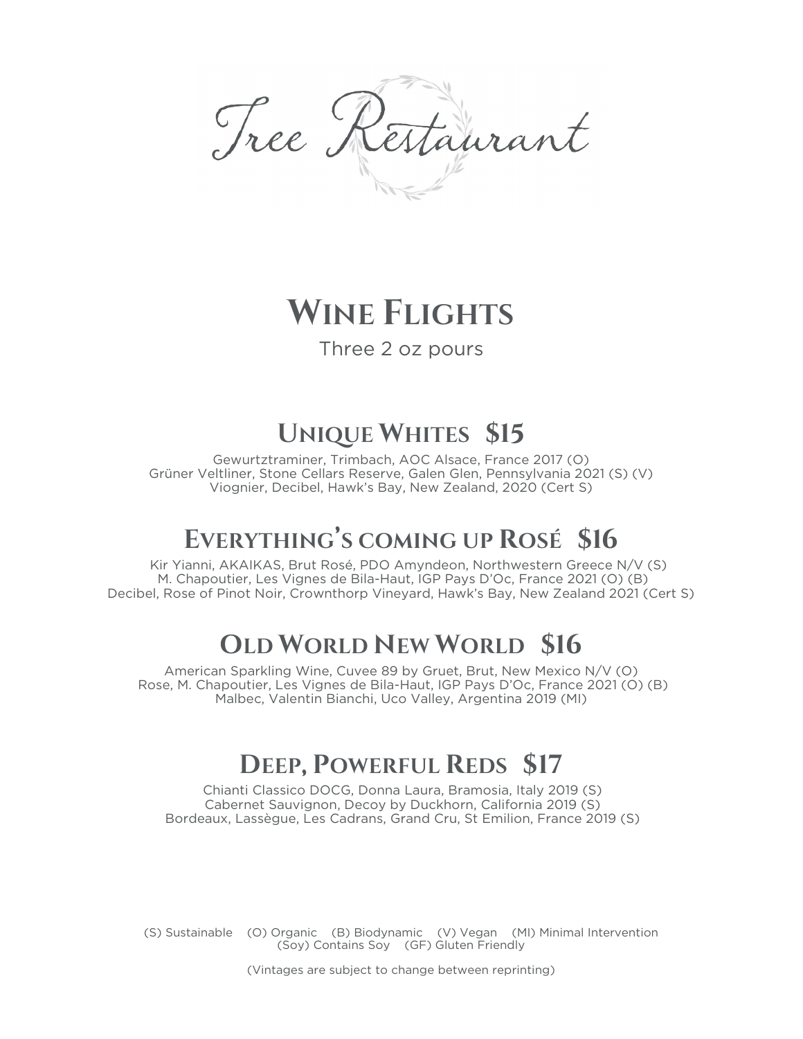# Tree Restaurant

## Wine Flights

Three 2 oz pours

### Unique Whites $15

Gewurtztraminer, Trimbach, AOC Alsace, France 2017 (O)
Grüner Veltliner, Stone Cellars Reserve, Galen Glen, Pennsylvania 2021 (S) (V)
Viognier, Decibel, Hawk's Bay, New Zealand, 2020 (Cert S)

### Everything's coming up Rosé $16

Kir Yianni, AKAIKAS, Brut Rosé, PDO Amyndeon, Northwestern Greece N/V (S)
M. Chapoutier, Les Vignes de Bila-Haut, IGP Pays D'Oc, France 2021 (O) (B)
Decibel, Rose of Pinot Noir, Crownthorp Vineyard, Hawk's Bay, New Zealand 2021 (Cert S)

### Old World New World $16

American Sparkling Wine, Cuvee 89 by Gruet, Brut, New Mexico N/V (O)
Rose, M. Chapoutier, Les Vignes de Bila-Haut, IGP Pays D'Oc, France 2021 (O) (B)
Malbec, Valentin Bianchi, Uco Valley, Argentina 2019 (MI)

### Deep, Powerful Reds $17

Chianti Classico DOCG, Donna Laura, Bramosia, Italy 2019 (S)
Cabernet Sauvignon, Decoy by Duckhorn, California 2019 (S)
Bordeaux, Lassègue, Les Cadrans, Grand Cru, St Emilion, France 2019 (S)

(S) Sustainable (O) Organic (B) Biodynamic (V) Vegan (MI) Minimal Intervention
(Soy) Contains Soy (GF) Gluten Friendly

(Vintages are subject to change between reprinting)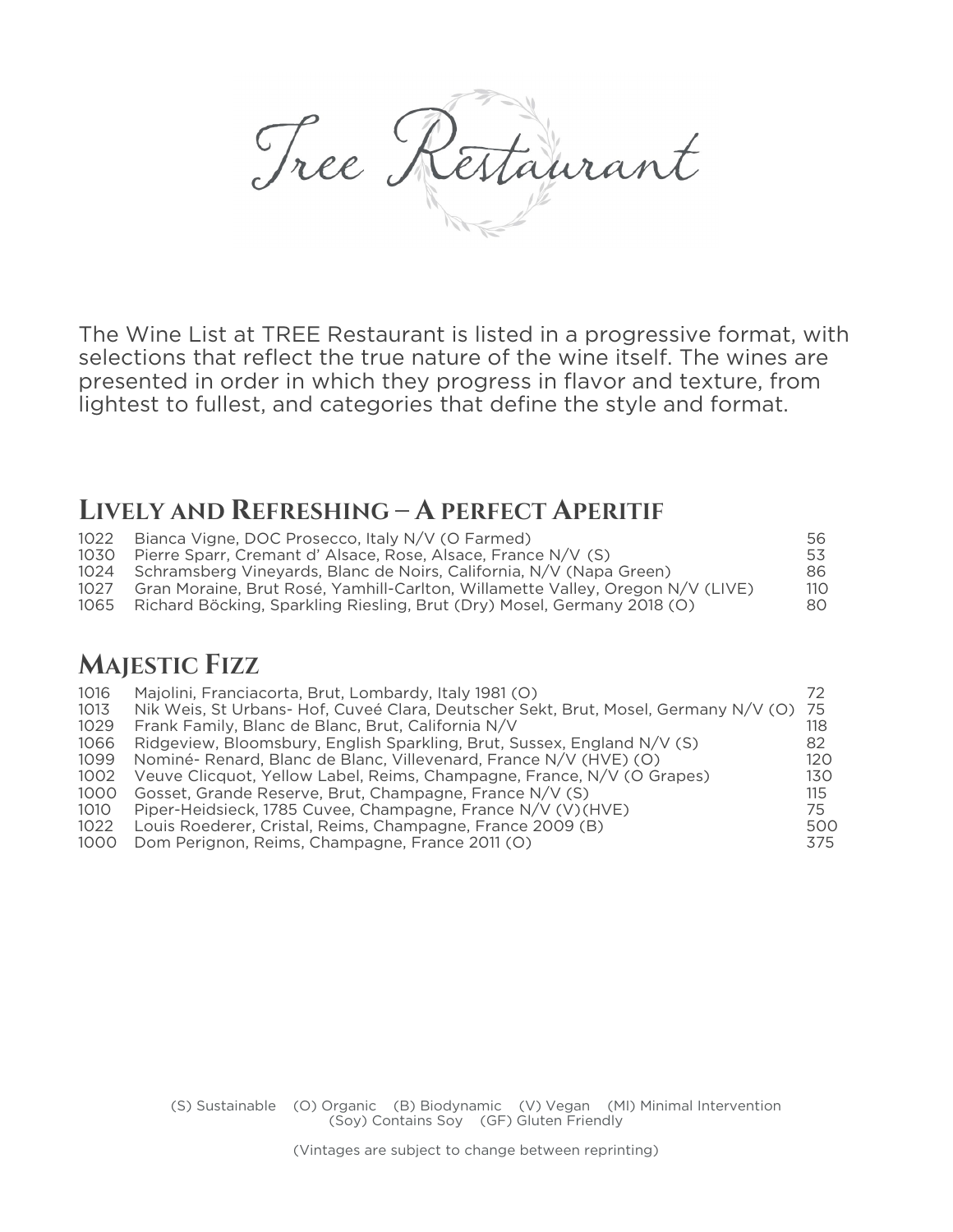# Tree Restaurant

The Wine List at TREE Restaurant is listed in a progressive format, with selections that reflect the true nature of the wine itself. The wines are presented in order in which they progress in flavor and texture, from lightest to fullest, and categories that define the style and format.

## Lively and Refreshing – A perfect Aperitif

| | | |
|---|---|---|
| 1022 | Bianca Vigne, DOC Prosecco, Italy N/V (O Farmed) | 56 |
| 1030 | Pierre Sparr, Cremant d' Alsace, Rose, Alsace, France N/V (S) | 53 |
| 1024 | Schramsberg Vineyards, Blanc de Noirs, California, N/V (Napa Green) | 86 |
| 1027 | Gran Moraine, Brut Rosé, Yamhill-Carlton, Willamette Valley, Oregon N/V (LIVE) | 110 |
| 1065 | Richard Böcking, Sparkling Riesling, Brut (Dry) Mosel, Germany 2018 (O) | 80 |

## Majestic Fizz

| | | |
|---|---|---|
| 1016 | Majolini, Franciacorta, Brut, Lombardy, Italy 1981 (O) | 72 |
| 1013 | Nik Weis, St Urbans- Hof, Cuveé Clara, Deutscher Sekt, Brut, Mosel, Germany N/V (O) | 75 |
| 1029 | Frank Family, Blanc de Blanc, Brut, California N/V | 118 |
| 1066 | Ridgeview, Bloomsbury, English Sparkling, Brut, Sussex, England N/V (S) | 82 |
| 1099 | Nominé- Renard, Blanc de Blanc, Villevenard, France N/V (HVE) (O) | 120 |
| 1002 | Veuve Clicquot, Yellow Label, Reims, Champagne, France, N/V (O Grapes) | 130 |
| 1000 | Gosset, Grande Reserve, Brut, Champagne, France N/V (S) | 115 |
| 1010 | Piper-Heidsieck, 1785 Cuvee, Champagne, France N/V (V)(HVE) | 75 |
| 1022 | Louis Roederer, Cristal, Reims, Champagne, France 2009 (B) | 500 |
| 1000 | Dom Perignon, Reims, Champagne, France 2011 (O) | 375 |

(S) Sustainable (O) Organic (B) Biodynamic (V) Vegan (MI) Minimal Intervention
(Soy) Contains Soy (GF) Gluten Friendly

(Vintages are subject to change between reprinting)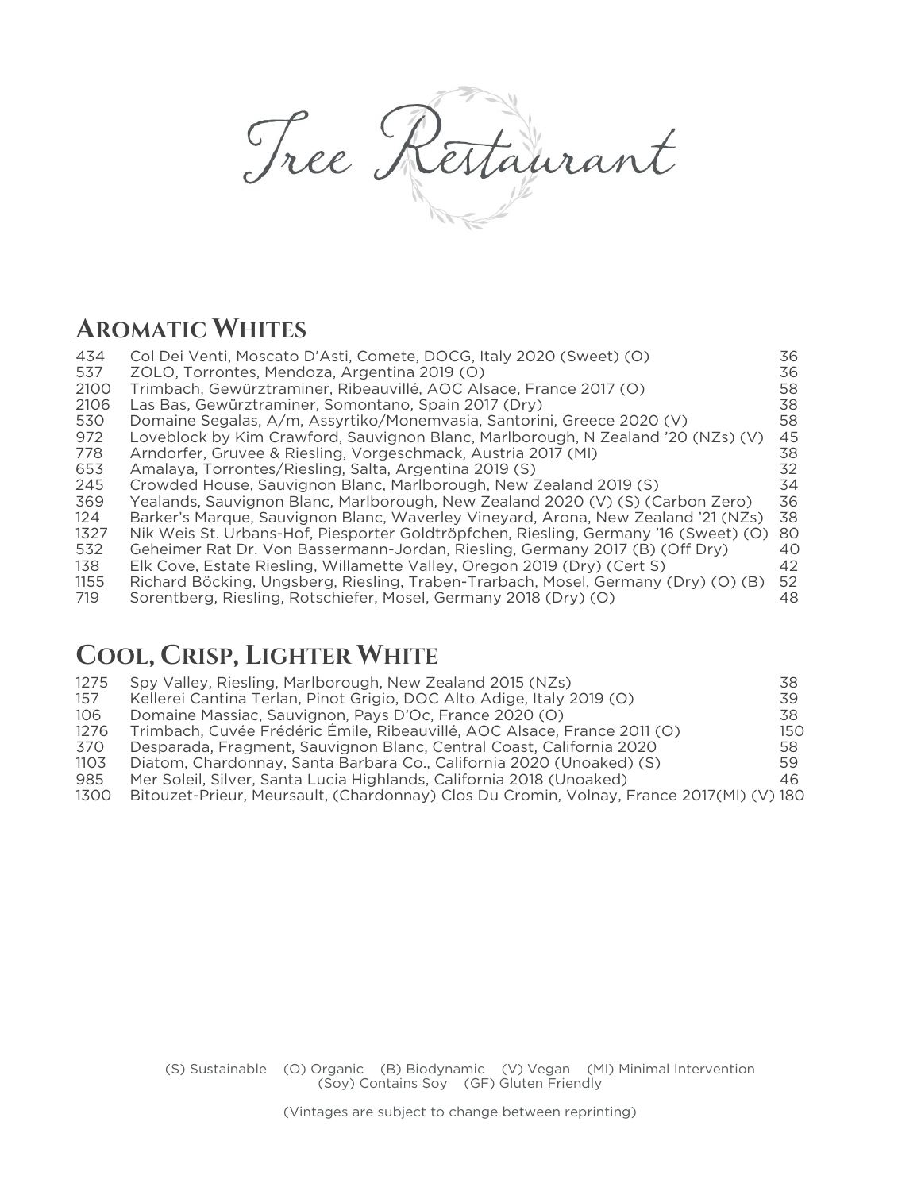# Tree Restaurant

## Aromatic Whites

| | | |
|---|---|---|
| 434 | Col Dei Venti, Moscato D'Asti, Comete, DOCG, Italy 2020 (Sweet) (O) | 36 |
| 537 | ZOLO, Torrontes, Mendoza, Argentina 2019 (O) | 36 |
| 2100 | Trimbach, Gewürztraminer, Ribeauvillé, AOC Alsace, France 2017 (O) | 58 |
| 2106 | Las Bas, Gewürztraminer, Somontano, Spain 2017 (Dry) | 38 |
| 530 | Domaine Segalas, A/m, Assyrtiko/Monemvasia, Santorini, Greece 2020 (V) | 58 |
| 972 | Loveblock by Kim Crawford, Sauvignon Blanc, Marlborough, N Zealand '20 (NZs) (V) | 45 |
| 778 | Arndorfer, Gruvee & Riesling, Vorgeschmack, Austria 2017 (MI) | 38 |
| 653 | Amalaya, Torrontes/Riesling, Salta, Argentina 2019 (S) | 32 |
| 245 | Crowded House, Sauvignon Blanc, Marlborough, New Zealand 2019 (S) | 34 |
| 369 | Yealands, Sauvignon Blanc, Marlborough, New Zealand 2020 (V) (S) (Carbon Zero) | 36 |
| 124 | Barker's Marque, Sauvignon Blanc, Waverley Vineyard, Arona, New Zealand '21 (NZs) | 38 |
| 1327 | Nik Weis St. Urbans-Hof, Piesporter Goldtröpfchen, Riesling, Germany '16 (Sweet) (O) | 80 |
| 532 | Geheimer Rat Dr. Von Bassermann-Jordan, Riesling, Germany 2017 (B) (Off Dry) | 40 |
| 138 | Elk Cove, Estate Riesling, Willamette Valley, Oregon 2019 (Dry) (Cert S) | 42 |
| 1155 | Richard Böcking, Ungsberg, Riesling, Traben-Trarbach, Mosel, Germany (Dry) (O) (B) | 52 |
| 719 | Sorentberg, Riesling, Rotschiefer, Mosel, Germany 2018 (Dry) (O) | 48 |

## Cool, Crisp, Lighter White

| | | |
|---|---|---|
| 1275 | Spy Valley, Riesling, Marlborough, New Zealand 2015 (NZs) | 38 |
| 157 | Kellerei Cantina Terlan, Pinot Grigio, DOC Alto Adige, Italy 2019 (O) | 39 |
| 106 | Domaine Massiac, Sauvignon, Pays D'Oc, France 2020 (O) | 38 |
| 1276 | Trimbach, Cuvée Frédéric Émile, Ribeauvillé, AOC Alsace, France 2011 (O) | 150 |
| 370 | Desparada, Fragment, Sauvignon Blanc, Central Coast, California 2020 | 58 |
| 1103 | Diatom, Chardonnay, Santa Barbara Co., California 2020 (Unoaked) (S) | 59 |
| 985 | Mer Soleil, Silver, Santa Lucia Highlands, California 2018 (Unoaked) | 46 |
| 1300 | Bitouzet-Prieur, Meursault, (Chardonnay) Clos Du Cromin, Volnay, France 2017(MI) (V) | 180 |

(S) Sustainable (O) Organic (B) Biodynamic (V) Vegan (MI) Minimal Intervention
(Soy) Contains Soy (GF) Gluten Friendly

(Vintages are subject to change between reprinting)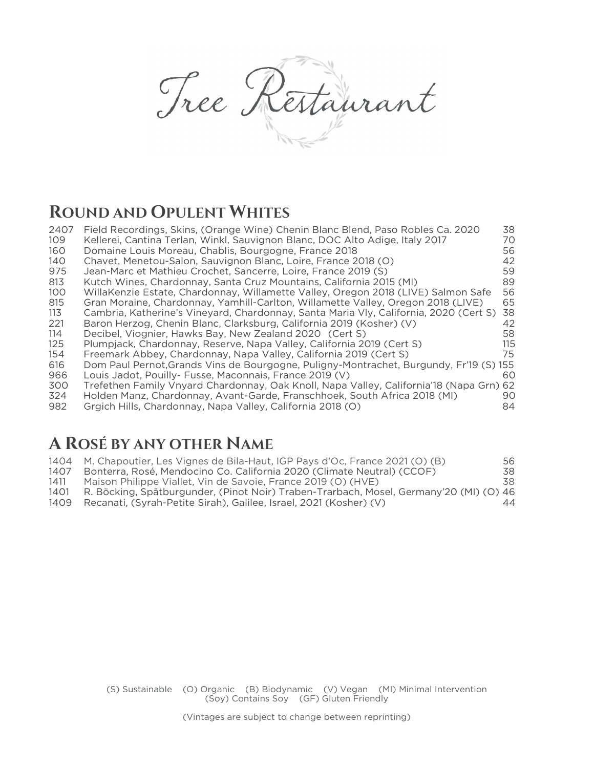# Tree Restaurant

## Round and Opulent Whites

| | | |
|---|---|---|
| 2407 | Field Recordings, Skins, (Orange Wine) Chenin Blanc Blend, Paso Robles Ca. 2020 | 38 |
| 109 | Kellerei, Cantina Terlan, Winkl, Sauvignon Blanc, DOC Alto Adige, Italy 2017 | 70 |
| 160 | Domaine Louis Moreau, Chablis, Bourgogne, France 2018 | 56 |
| 140 | Chavet, Menetou-Salon, Sauvignon Blanc, Loire, France 2018 (O) | 42 |
| 975 | Jean-Marc et Mathieu Crochet, Sancerre, Loire, France 2019 (S) | 59 |
| 813 | Kutch Wines, Chardonnay, Santa Cruz Mountains, California 2015 (MI) | 89 |
| 100 | WillaKenzie Estate, Chardonnay, Willamette Valley, Oregon 2018 (LIVE) Salmon Safe | 56 |
| 815 | Gran Moraine, Chardonnay, Yamhill-Carlton, Willamette Valley, Oregon 2018 (LIVE) | 65 |
| 113 | Cambria, Katherine's Vineyard, Chardonnay, Santa Maria Vly, California, 2020 (Cert S) | 38 |
| 221 | Baron Herzog, Chenin Blanc, Clarksburg, California 2019 (Kosher) (V) | 42 |
| 114 | Decibel, Viognier, Hawks Bay, New Zealand 2020 (Cert S) | 58 |
| 125 | Plumpjack, Chardonnay, Reserve, Napa Valley, California 2019 (Cert S) | 115 |
| 154 | Freemark Abbey, Chardonnay, Napa Valley, California 2019 (Cert S) | 75 |
| 616 | Dom Paul Pernot,Grands Vins de Bourgogne, Puligny-Montrachet, Burgundy, Fr'19 (S) | 155 |
| 966 | Louis Jadot, Pouilly- Fusse, Maconnais, France 2019 (V) | 60 |
| 300 | Trefethen Family Vnyard Chardonnay, Oak Knoll, Napa Valley, California'18 (Napa Grn) | 62 |
| 324 | Holden Manz, Chardonnay, Avant-Garde, Franschhoek, South Africa 2018 (MI) | 90 |
| 982 | Grgich Hills, Chardonnay, Napa Valley, California 2018 (O) | 84 |

## A Rosé by any other Name

| | | |
|---|---|---|
| 1404 | M. Chapoutier, Les Vignes de Bila-Haut, IGP Pays d'Oc, France 2021 (O) (B) | 56 |
| 1407 | Bonterra, Rosé, Mendocino Co. California 2020 (Climate Neutral) (CCOF) | 38 |
| 1411 | Maison Philippe Viallet, Vin de Savoie, France 2019 (O) (HVE) | 38 |
| 1401 | R. Böcking, Spätburgunder, (Pinot Noir) Traben-Trarbach, Mosel, Germany'20 (MI) (O) | 46 |
| 1409 | Recanati, (Syrah-Petite Sirah), Galilee, Israel, 2021 (Kosher) (V) | 44 |

(S) Sustainable (O) Organic (B) Biodynamic (V) Vegan (MI) Minimal Intervention
(Soy) Contains Soy (GF) Gluten Friendly

(Vintages are subject to change between reprinting)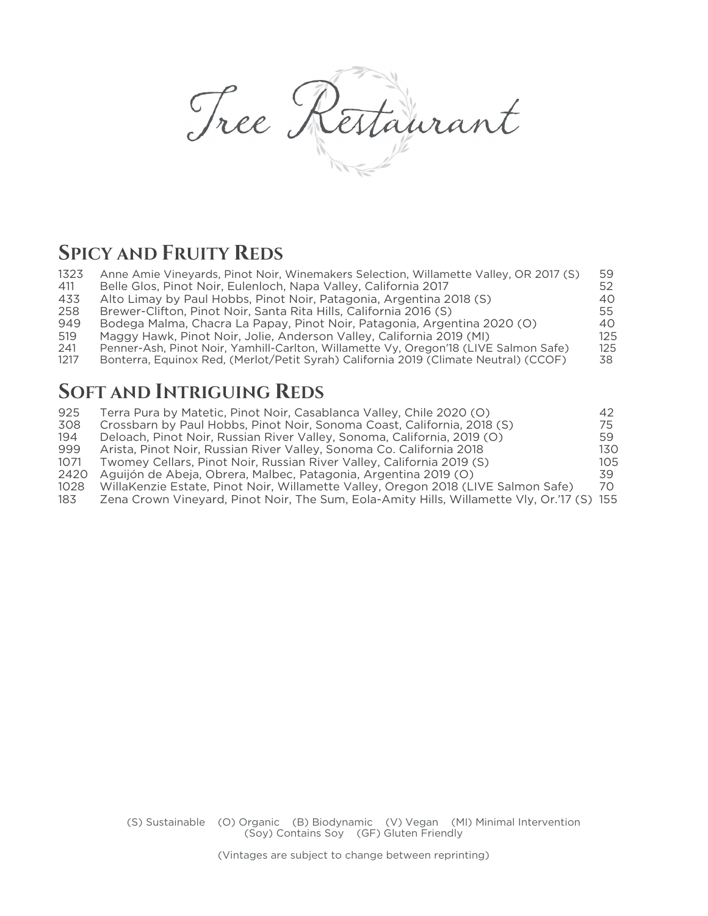# Tree Restaurant

## Spicy and Fruity Reds

| | | |
|---|---|---|
| 1323 | Anne Amie Vineyards, Pinot Noir, Winemakers Selection, Willamette Valley, OR 2017 (S) | 59 |
| 411 | Belle Glos, Pinot Noir, Eulenloch, Napa Valley, California 2017 | 52 |
| 433 | Alto Limay by Paul Hobbs, Pinot Noir, Patagonia, Argentina 2018 (S) | 40 |
| 258 | Brewer-Clifton, Pinot Noir, Santa Rita Hills, California 2016 (S) | 55 |
| 949 | Bodega Malma, Chacra La Papay, Pinot Noir, Patagonia, Argentina 2020 (O) | 40 |
| 519 | Maggy Hawk, Pinot Noir, Jolie, Anderson Valley, California 2019 (MI) | 125 |
| 241 | Penner-Ash, Pinot Noir, Yamhill-Carlton, Willamette Vy, Oregon'18 (LIVE Salmon Safe) | 125 |
| 1217 | Bonterra, Equinox Red, (Merlot/Petit Syrah) California 2019 (Climate Neutral) (CCOF) | 38 |

## Soft and Intriguing Reds

| | | |
|---|---|---|
| 925 | Terra Pura by Matetic, Pinot Noir, Casablanca Valley, Chile 2020 (O) | 42 |
| 308 | Crossbarn by Paul Hobbs, Pinot Noir, Sonoma Coast, California, 2018 (S) | 75 |
| 194 | Deloach, Pinot Noir, Russian River Valley, Sonoma, California, 2019 (O) | 59 |
| 999 | Arista, Pinot Noir, Russian River Valley, Sonoma Co. California 2018 | 130 |
| 1071 | Twomey Cellars, Pinot Noir, Russian River Valley, California 2019 (S) | 105 |
| 2420 | Aguijón de Abeja, Obrera, Malbec, Patagonia, Argentina 2019 (O) | 39 |
| 1028 | WillaKenzie Estate, Pinot Noir, Willamette Valley, Oregon 2018 (LIVE Salmon Safe) | 70 |
| 183 | Zena Crown Vineyard, Pinot Noir, The Sum, Eola-Amity Hills, Willamette Vly, Or.'17 (S) | 155 |

(S) Sustainable (O) Organic (B) Biodynamic (V) Vegan (MI) Minimal Intervention
(Soy) Contains Soy (GF) Gluten Friendly

(Vintages are subject to change between reprinting)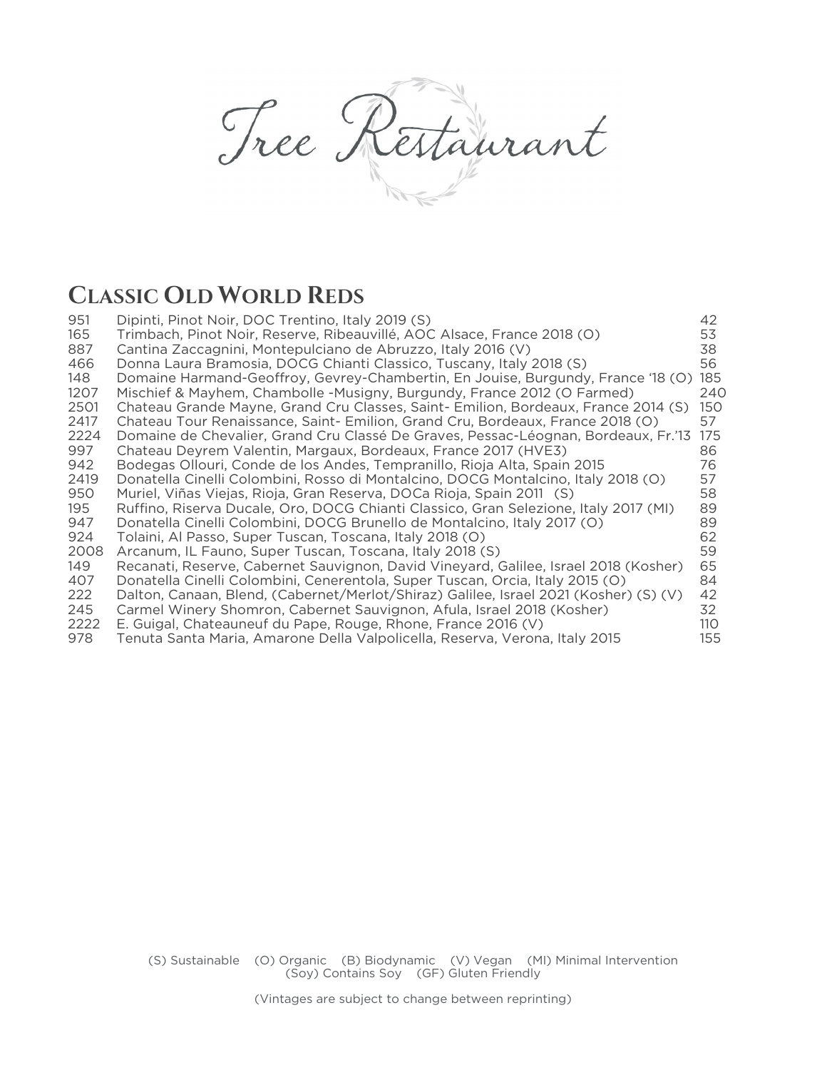# Tree Restaurant

## Classic Old World Reds

| | | |
|---|---|---|
| 951 | Dipinti, Pinot Noir, DOC Trentino, Italy 2019 (S) | 42 |
| 165 | Trimbach, Pinot Noir, Reserve, Ribeauvillé, AOC Alsace, France 2018 (O) | 53 |
| 887 | Cantina Zaccagnini, Montepulciano de Abruzzo, Italy 2016 (V) | 38 |
| 466 | Donna Laura Bramosia, DOCG Chianti Classico, Tuscany, Italy 2018 (S) | 56 |
| 148 | Domaine Harmand-Geoffroy, Gevrey-Chambertin, En Jouise, Burgundy, France '18 (O) | 185 |
| 1207 | Mischief & Mayhem, Chambolle -Musigny, Burgundy, France 2012 (O Farmed) | 240 |
| 2501 | Chateau Grande Mayne, Grand Cru Classes, Saint- Emilion, Bordeaux, France 2014 (S) | 150 |
| 2417 | Chateau Tour Renaissance, Saint- Emilion, Grand Cru, Bordeaux, France 2018 (O) | 57 |
| 2224 | Domaine de Chevalier, Grand Cru Classé De Graves, Pessac-Léognan, Bordeaux, Fr.'13 | 175 |
| 997 | Chateau Deyrem Valentin, Margaux, Bordeaux, France 2017 (HVE3) | 86 |
| 942 | Bodegas Ollouri, Conde de los Andes, Tempranillo, Rioja Alta, Spain 2015 | 76 |
| 2419 | Donatella Cinelli Colombini, Rosso di Montalcino, DOCG Montalcino, Italy 2018 (O) | 57 |
| 950 | Muriel, Viñas Viejas, Rioja, Gran Reserva, DOCa Rioja, Spain 2011 (S) | 58 |
| 195 | Ruffino, Riserva Ducale, Oro, DOCG Chianti Classico, Gran Selezione, Italy 2017 (MI) | 89 |
| 947 | Donatella Cinelli Colombini, DOCG Brunello de Montalcino, Italy 2017 (O) | 89 |
| 924 | Tolaini, Al Passo, Super Tuscan, Toscana, Italy 2018 (O) | 62 |
| 2008 | Arcanum, IL Fauno, Super Tuscan, Toscana, Italy 2018 (S) | 59 |
| 149 | Recanati, Reserve, Cabernet Sauvignon, David Vineyard, Galilee, Israel 2018 (Kosher) | 65 |
| 407 | Donatella Cinelli Colombini, Cenerentola, Super Tuscan, Orcia, Italy 2015 (O) | 84 |
| 222 | Dalton, Canaan, Blend, (Cabernet/Merlot/Shiraz) Galilee, Israel 2021 (Kosher) (S) (V) | 42 |
| 245 | Carmel Winery Shomron, Cabernet Sauvignon, Afula, Israel 2018 (Kosher) | 32 |
| 2222 | E. Guigal, Chateauneuf du Pape, Rouge, Rhone, France 2016 (V) | 110 |
| 978 | Tenuta Santa Maria, Amarone Della Valpolicella, Reserva, Verona, Italy 2015 | 155 |

(S) Sustainable (O) Organic (B) Biodynamic (V) Vegan (MI) Minimal Intervention
(Soy) Contains Soy (GF) Gluten Friendly

(Vintages are subject to change between reprinting)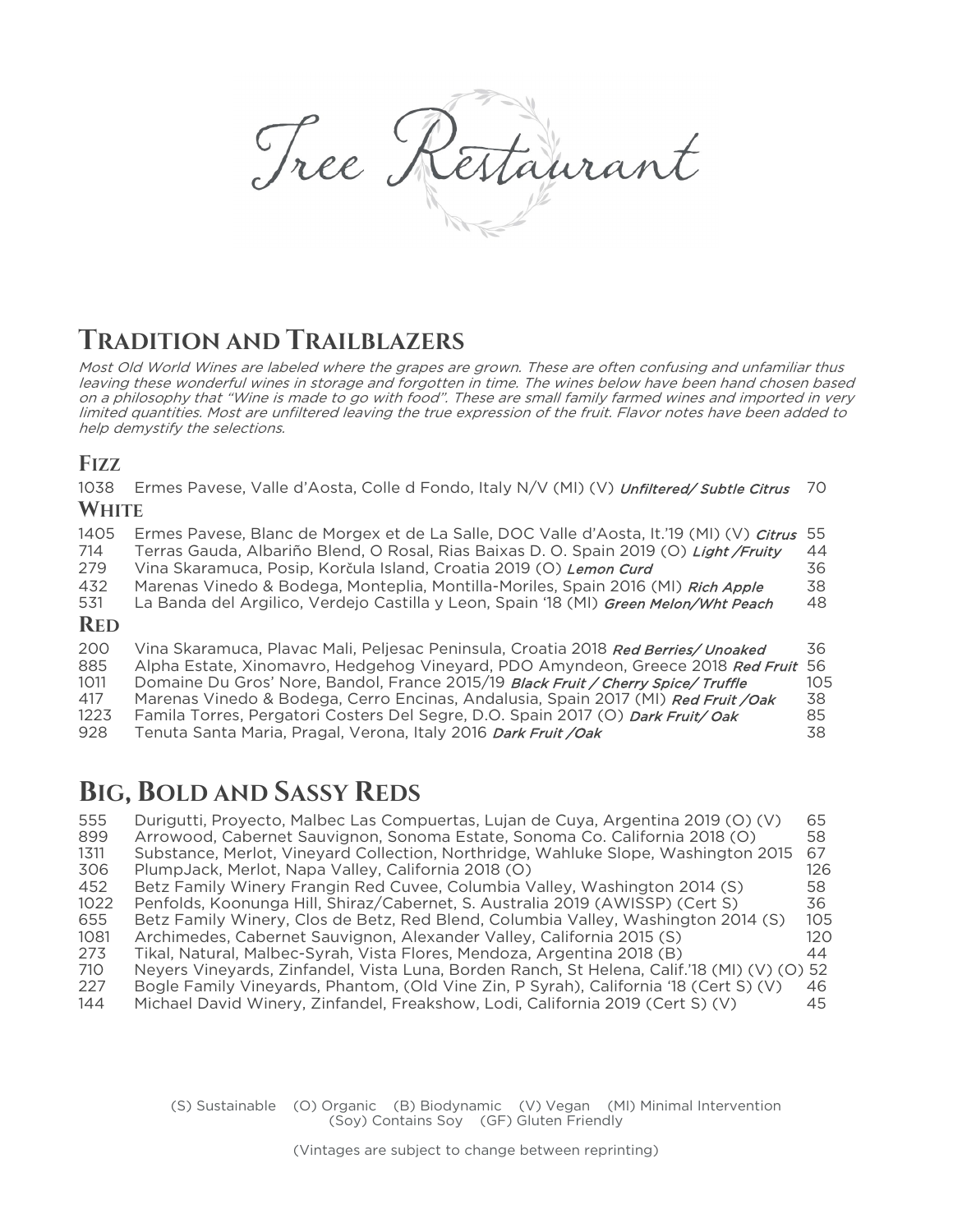# Tree Restaurant

## Tradition and Trailblazers

*Most Old World Wines are labeled where the grapes are grown. These are often confusing and unfamiliar thus leaving these wonderful wines in storage and forgotten in time. The wines below have been hand chosen based on a philosophy that "Wine is made to go with food". These are small family farmed wines and imported in very limited quantities. Most are unfiltered leaving the true expression of the fruit. Flavor notes have been added to help demystify the selections.*

### Fizz

| | | |
|---|---|---|
| 1038 | Ermes Pavese, Valle d'Aosta, Colle d Fondo, Italy N/V (MI) (V) *Unfiltered/ Subtle Citrus* | 70 |

### White

| | | |
|---|---|---|
| 1405 | Ermes Pavese, Blanc de Morgex et de La Salle, DOC Valle d'Aosta, It.'19 (MI) (V) *Citrus* | 55 |
| 714 | Terras Gauda, Albariño Blend, O Rosal, Rias Baixas D. O. Spain 2019 (O) *Light /Fruity* | 44 |
| 279 | Vina Skaramuca, Posip, Korčula Island, Croatia 2019 (O) *Lemon Curd* | 36 |
| 432 | Marenas Vinedo & Bodega, Monteplia, Montilla-Moriles, Spain 2016 (MI) *Rich Apple* | 38 |
| 531 | La Banda del Argilico, Verdejo Castilla y Leon, Spain '18 (MI) *Green Melon/Wht Peach* | 48 |

### Red

| | | |
|---|---|---|
| 200 | Vina Skaramuca, Plavac Mali, Peljesac Peninsula, Croatia 2018 *Red Berries/ Unoaked* | 36 |
| 885 | Alpha Estate, Xinomavro, Hedgehog Vineyard, PDO Amyndeon, Greece 2018 *Red Fruit* | 56 |
| 1011 | Domaine Du Gros' Nore, Bandol, France 2015/19 *Black Fruit / Cherry Spice/ Truffle* | 105 |
| 417 | Marenas Vinedo & Bodega, Cerro Encinas, Andalusia, Spain 2017 (MI) *Red Fruit /Oak* | 38 |
| 1223 | Famila Torres, Pergatori Costers Del Segre, D.O. Spain 2017 (O) *Dark Fruit/ Oak* | 85 |
| 928 | Tenuta Santa Maria, Pragal, Verona, Italy 2016 *Dark Fruit /Oak* | 38 |

## Big, Bold and Sassy Reds

| | | |
|---|---|---|
| 555 | Durigutti, Proyecto, Malbec Las Compuertas, Lujan de Cuya, Argentina 2019 (O) (V) | 65 |
| 899 | Arrowood, Cabernet Sauvignon, Sonoma Estate, Sonoma Co. California 2018 (O) | 58 |
| 1311 | Substance, Merlot, Vineyard Collection, Northridge, Wahluke Slope, Washington 2015 | 67 |
| 306 | PlumpJack, Merlot, Napa Valley, California 2018 (O) | 126 |
| 452 | Betz Family Winery Frangin Red Cuvee, Columbia Valley, Washington 2014 (S) | 58 |
| 1022 | Penfolds, Koonunga Hill, Shiraz/Cabernet, S. Australia 2019 (AWISSP) (Cert S) | 36 |
| 655 | Betz Family Winery, Clos de Betz, Red Blend, Columbia Valley, Washington 2014 (S) | 105 |
| 1081 | Archimedes, Cabernet Sauvignon, Alexander Valley, California 2015 (S) | 120 |
| 273 | Tikal, Natural, Malbec-Syrah, Vista Flores, Mendoza, Argentina 2018 (B) | 44 |
| 710 | Neyers Vineyards, Zinfandel, Vista Luna, Borden Ranch, St Helena, Calif.'18 (MI) (V) (O) | 52 |
| 227 | Bogle Family Vineyards, Phantom, (Old Vine Zin, P Syrah), California '18 (Cert S) (V) | 46 |
| 144 | Michael David Winery, Zinfandel, Freakshow, Lodi, California 2019 (Cert S) (V) | 45 |

(S) Sustainable (O) Organic (B) Biodynamic (V) Vegan (MI) Minimal Intervention
(Soy) Contains Soy (GF) Gluten Friendly

(Vintages are subject to change between reprinting)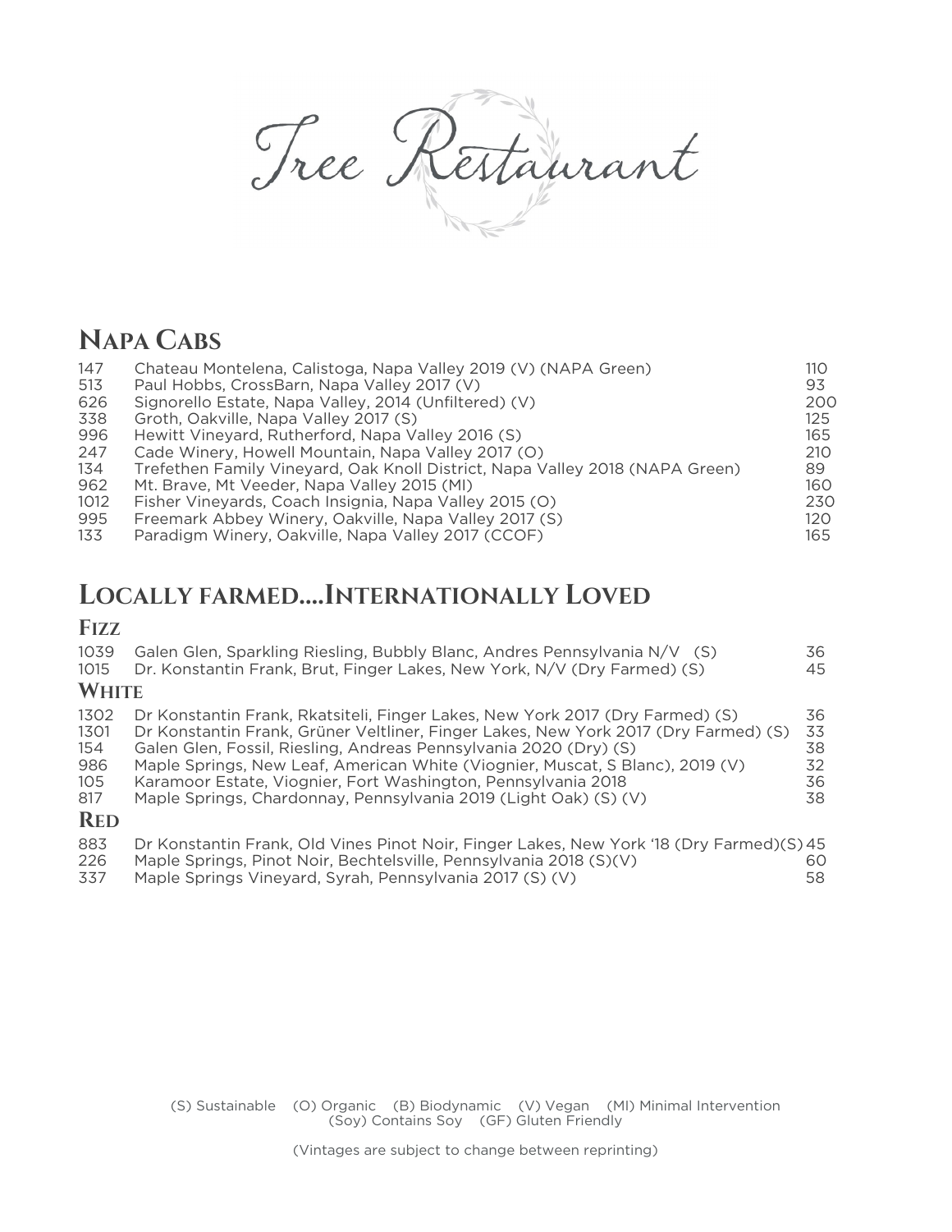# Tree Restaurant

## Napa Cabs

| | | |
|---|---|---|
| 147 | Chateau Montelena, Calistoga, Napa Valley 2019 (V) (NAPA Green) | 110 |
| 513 | Paul Hobbs, CrossBarn, Napa Valley 2017 (V) | 93 |
| 626 | Signorello Estate, Napa Valley, 2014 (Unfiltered) (V) | 200 |
| 338 | Groth, Oakville, Napa Valley 2017 (S) | 125 |
| 996 | Hewitt Vineyard, Rutherford, Napa Valley 2016 (S) | 165 |
| 247 | Cade Winery, Howell Mountain, Napa Valley 2017 (O) | 210 |
| 134 | Trefethen Family Vineyard, Oak Knoll District, Napa Valley 2018 (NAPA Green) | 89 |
| 962 | Mt. Brave, Mt Veeder, Napa Valley 2015 (MI) | 160 |
| 1012 | Fisher Vineyards, Coach Insignia, Napa Valley 2015 (O) | 230 |
| 995 | Freemark Abbey Winery, Oakville, Napa Valley 2017 (S) | 120 |
| 133 | Paradigm Winery, Oakville, Napa Valley 2017 (CCOF) | 165 |

## Locally farmed....Internationally Loved

### Fizz

| | | |
|---|---|---|
| 1039 | Galen Glen, Sparkling Riesling, Bubbly Blanc, Andres Pennsylvania N/V (S) | 36 |
| 1015 | Dr. Konstantin Frank, Brut, Finger Lakes, New York, N/V (Dry Farmed) (S) | 45 |

### White

| | | |
|---|---|---|
| 1302 | Dr Konstantin Frank, Rkatsiteli, Finger Lakes, New York 2017 (Dry Farmed) (S) | 36 |
| 1301 | Dr Konstantin Frank, Grüner Veltliner, Finger Lakes, New York 2017 (Dry Farmed) (S) | 33 |
| 154 | Galen Glen, Fossil, Riesling, Andreas Pennsylvania 2020 (Dry) (S) | 38 |
| 986 | Maple Springs, New Leaf, American White (Viognier, Muscat, S Blanc), 2019 (V) | 32 |
| 105 | Karamoor Estate, Viognier, Fort Washington, Pennsylvania 2018 | 36 |
| 817 | Maple Springs, Chardonnay, Pennsylvania 2019 (Light Oak) (S) (V) | 38 |

### Red

| | | |
|---|---|---|
| 883 | Dr Konstantin Frank, Old Vines Pinot Noir, Finger Lakes, New York '18 (Dry Farmed)(S) | 45 |
| 226 | Maple Springs, Pinot Noir, Bechtelsville, Pennsylvania 2018 (S)(V) | 60 |
| 337 | Maple Springs Vineyard, Syrah, Pennsylvania 2017 (S) (V) | 58 |

(S) Sustainable (O) Organic (B) Biodynamic (V) Vegan (MI) Minimal Intervention
(Soy) Contains Soy (GF) Gluten Friendly

(Vintages are subject to change between reprinting)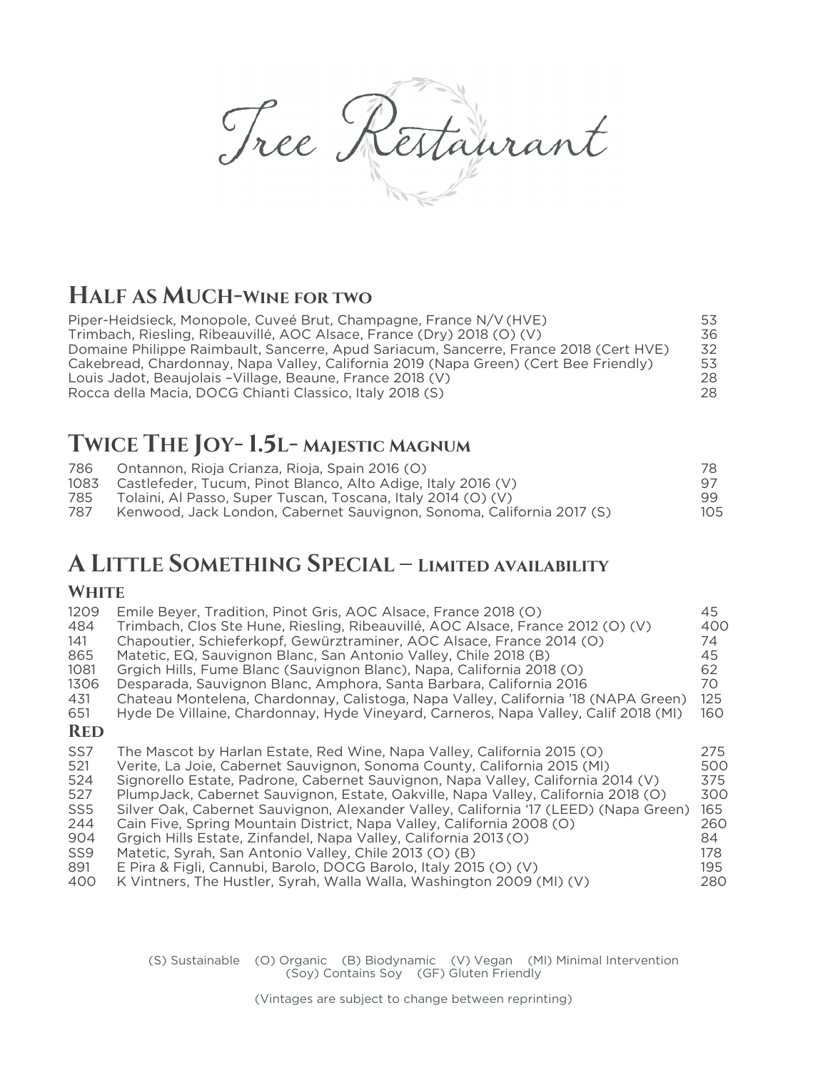# Tree Restaurant

## Half as Much-Wine for two

| Wine | Price |
|---|---|
| Piper-Heidsieck, Monopole, Cuveé Brut, Champagne, France N/V (HVE) | 53 |
| Trimbach, Riesling, Ribeauvillé, AOC Alsace, France (Dry) 2018 (O) (V) | 36 |
| Domaine Philippe Raimbault, Sancerre, Apud Sariacum, Sancerre, France 2018 (Cert HVE) | 32 |
| Cakebread, Chardonnay, Napa Valley, California 2019 (Napa Green) (Cert Bee Friendly) | 53 |
| Louis Jadot, Beaujolais –Village, Beaune, France 2018 (V) | 28 |
| Rocca della Macia, DOCG Chianti Classico, Italy 2018 (S) | 28 |

## Twice The Joy- 1.5L- Majestic Magnum

| Bin | Wine | Price |
|---|---|---|
| 786 | Ontannon, Rioja Crianza, Rioja, Spain 2016 (O) | 78 |
| 1083 | Castlefeder, Tucum, Pinot Blanco, Alto Adige, Italy 2016 (V) | 97 |
| 785 | Tolaini, Al Passo, Super Tuscan, Toscana, Italy 2014 (O) (V) | 99 |
| 787 | Kenwood, Jack London, Cabernet Sauvignon, Sonoma, California 2017 (S) | 105 |

## A Little Something Special – Limited availability

### White

| Bin | Wine | Price |
|---|---|---|
| 1209 | Emile Beyer, Tradition, Pinot Gris, AOC Alsace, France 2018 (O) | 45 |
| 484 | Trimbach, Clos Ste Hune, Riesling, Ribeauvillé, AOC Alsace, France 2012 (O) (V) | 400 |
| 141 | Chapoutier, Schieferkopf, Gewürztraminer, AOC Alsace, France 2014 (O) | 74 |
| 865 | Matetic, EQ, Sauvignon Blanc, San Antonio Valley, Chile 2018 (B) | 45 |
| 1081 | Grgich Hills, Fume Blanc (Sauvignon Blanc), Napa, California 2018 (O) | 62 |
| 1306 | Desparada, Sauvignon Blanc, Amphora, Santa Barbara, California 2016 | 70 |
| 431 | Chateau Montelena, Chardonnay, Calistoga, Napa Valley, California '18 (NAPA Green) | 125 |
| 651 | Hyde De Villaine, Chardonnay, Hyde Vineyard, Carneros, Napa Valley, Calif 2018 (MI) | 160 |

### Red

| Bin | Wine | Price |
|---|---|---|
| SS7 | The Mascot by Harlan Estate, Red Wine, Napa Valley, California 2015 (O) | 275 |
| 521 | Verite, La Joie, Cabernet Sauvignon, Sonoma County, California 2015 (MI) | 500 |
| 524 | Signorello Estate, Padrone, Cabernet Sauvignon, Napa Valley, California 2014 (V) | 375 |
| 527 | PlumpJack, Cabernet Sauvignon, Estate, Oakville, Napa Valley, California 2018 (O) | 300 |
| SS5 | Silver Oak, Cabernet Sauvignon, Alexander Valley, California '17 (LEED) (Napa Green) | 165 |
| 244 | Cain Five, Spring Mountain District, Napa Valley, California 2008 (O) | 260 |
| 904 | Grgich Hills Estate, Zinfandel, Napa Valley, California 2013 (O) | 84 |
| SS9 | Matetic, Syrah, San Antonio Valley, Chile 2013 (O) (B) | 178 |
| 891 | E Pira & Figli, Cannubi, Barolo, DOCG Barolo, Italy 2015 (O) (V) | 195 |
| 400 | K Vintners, The Hustler, Syrah, Walla Walla, Washington 2009 (MI) (V) | 280 |

(S) Sustainable (O) Organic (B) Biodynamic (V) Vegan (MI) Minimal Intervention (Soy) Contains Soy (GF) Gluten Friendly

(Vintages are subject to change between reprinting)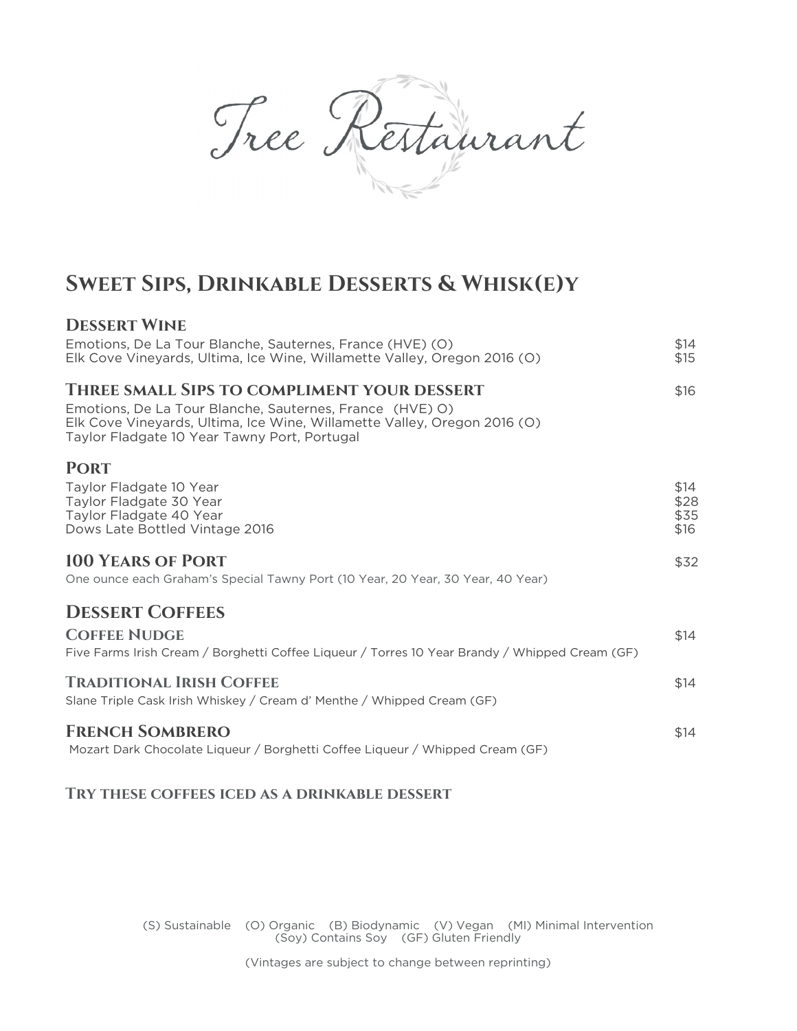# Tree Restaurant

## Sweet Sips, Drinkable Desserts & Whisk(e)y

### Dessert Wine

| | |
|---|---|
| Emotions, De La Tour Blanche, Sauternes, France (HVE) (O) | $14 |
| Elk Cove Vineyards, Ultima, Ice Wine, Willamette Valley, Oregon 2016 (O) | $15 |

### Three small Sips to compliment your dessert — $16

Emotions, De La Tour Blanche, Sauternes, France (HVE) O)
Elk Cove Vineyards, Ultima, Ice Wine, Willamette Valley, Oregon 2016 (O)
Taylor Fladgate 10 Year Tawny Port, Portugal

### Port

| | |
|---|---|
| Taylor Fladgate 10 Year | $14 |
| Taylor Fladgate 30 Year | $28 |
| Taylor Fladgate 40 Year | $35 |
| Dows Late Bottled Vintage 2016 | $16 |

### 100 Years of Port — $32

One ounce each Graham's Special Tawny Port (10 Year, 20 Year, 30 Year, 40 Year)

### Dessert Coffees

#### Coffee Nudge — $14

Five Farms Irish Cream / Borghetti Coffee Liqueur / Torres 10 Year Brandy / Whipped Cream (GF)

#### Traditional Irish Coffee — $14

Slane Triple Cask Irish Whiskey / Cream d' Menthe / Whipped Cream (GF)

#### French Sombrero — $14

Mozart Dark Chocolate Liqueur / Borghetti Coffee Liqueur / Whipped Cream (GF)

**Try these coffees iced as a drinkable dessert**

(S) Sustainable (O) Organic (B) Biodynamic (V) Vegan (MI) Minimal Intervention
(Soy) Contains Soy (GF) Gluten Friendly

(Vintages are subject to change between reprinting)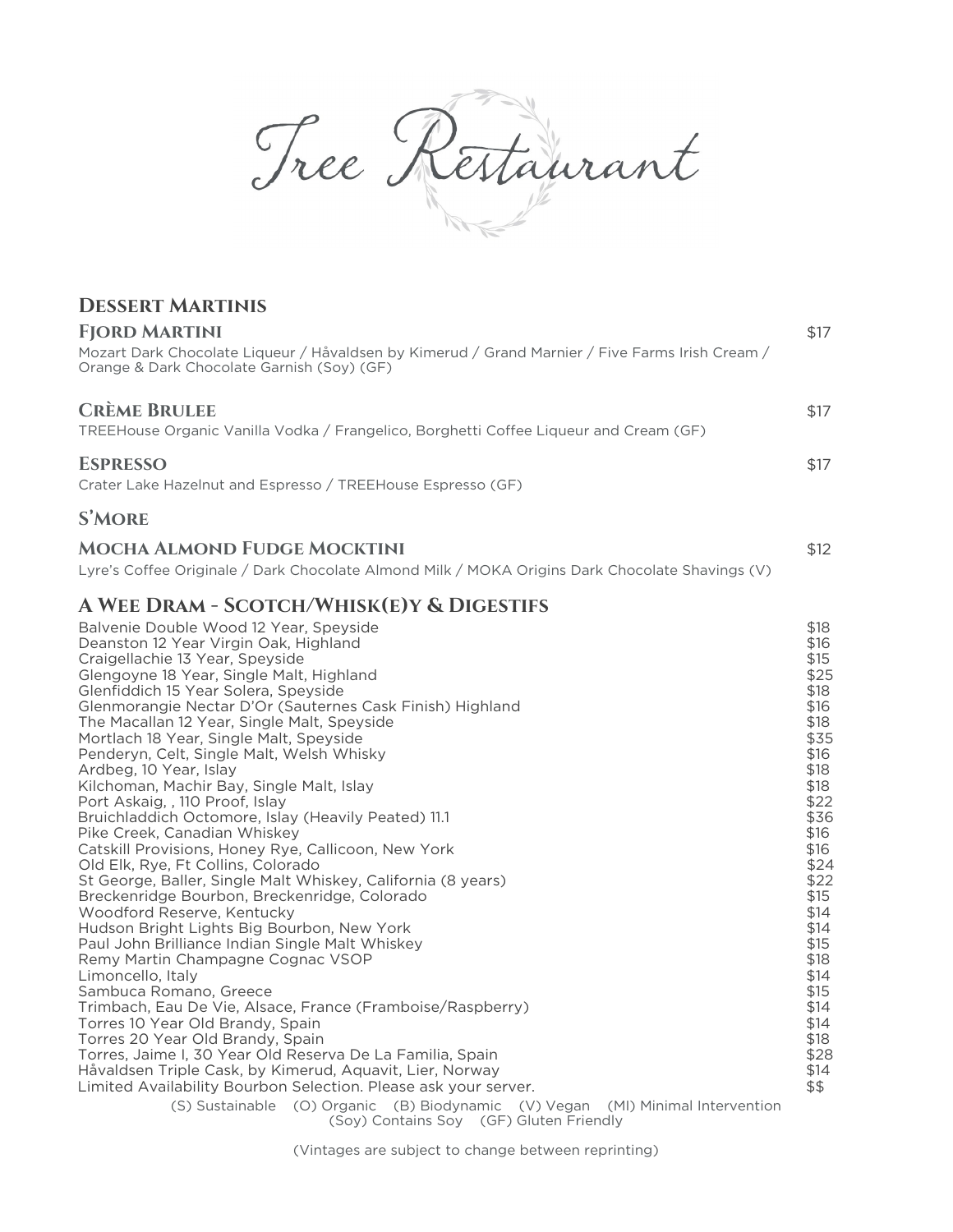# Tree Restaurant

## Dessert Martinis

### Fjord Martini — $17

Mozart Dark Chocolate Liqueur / Håvaldsen by Kimerud / Grand Marnier / Five Farms Irish Cream / Orange & Dark Chocolate Garnish (Soy) (GF)

### Crème Brulee — $17

TREEHouse Organic Vanilla Vodka / Frangelico, Borghetti Coffee Liqueur and Cream (GF)

### Espresso — $17

Crater Lake Hazelnut and Espresso / TREEHouse Espresso (GF)

### S'More

### Mocha Almond Fudge Mocktini — $12

Lyre's Coffee Originale / Dark Chocolate Almond Milk / MOKA Origins Dark Chocolate Shavings (V)

## A Wee Dram - Scotch/Whisk(e)y & Digestifs

| | |
|---|---|
| Balvenie Double Wood 12 Year, Speyside | $18 |
| Deanston 12 Year Virgin Oak, Highland | $16 |
| Craigellachie 13 Year, Speyside | $15 |
| Glengoyne 18 Year, Single Malt, Highland | $25 |
| Glenfiddich 15 Year Solera, Speyside | $18 |
| Glenmorangie Nectar D'Or (Sauternes Cask Finish) Highland | $16 |
| The Macallan 12 Year, Single Malt, Speyside | $18 |
| Mortlach 18 Year, Single Malt, Speyside | $35 |
| Penderyn, Celt, Single Malt, Welsh Whisky | $16 |
| Ardbeg, 10 Year, Islay | $18 |
| Kilchoman, Machir Bay, Single Malt, Islay | $18 |
| Port Askaig, , 110 Proof, Islay | $22 |
| Bruichladdich Octomore, Islay (Heavily Peated) 11.1 | $36 |
| Pike Creek, Canadian Whiskey | $16 |
| Catskill Provisions, Honey Rye, Callicoon, New York | $16 |
| Old Elk, Rye, Ft Collins, Colorado | $24 |
| St George, Baller, Single Malt Whiskey, California (8 years) | $22 |
| Breckenridge Bourbon, Breckenridge, Colorado | $15 |
| Woodford Reserve, Kentucky | $14 |
| Hudson Bright Lights Big Bourbon, New York | $14 |
| Paul John Brilliance Indian Single Malt Whiskey | $15 |
| Remy Martin Champagne Cognac VSOP | $18 |
| Limoncello, Italy | $14 |
| Sambuca Romano, Greece | $15 |
| Trimbach, Eau De Vie, Alsace, France (Framboise/Raspberry) | $14 |
| Torres 10 Year Old Brandy, Spain | $14 |
| Torres 20 Year Old Brandy, Spain | $18 |
| Torres, Jaime I, 30 Year Old Reserva De La Familia, Spain | $28 |
| Håvaldsen Triple Cask, by Kimerud, Aquavit, Lier, Norway | $14 |
| Limited Availability Bourbon Selection. Please ask your server. | $$ |

(S) Sustainable (O) Organic (B) Biodynamic (V) Vegan (MI) Minimal Intervention
(Soy) Contains Soy (GF) Gluten Friendly

(Vintages are subject to change between reprinting)